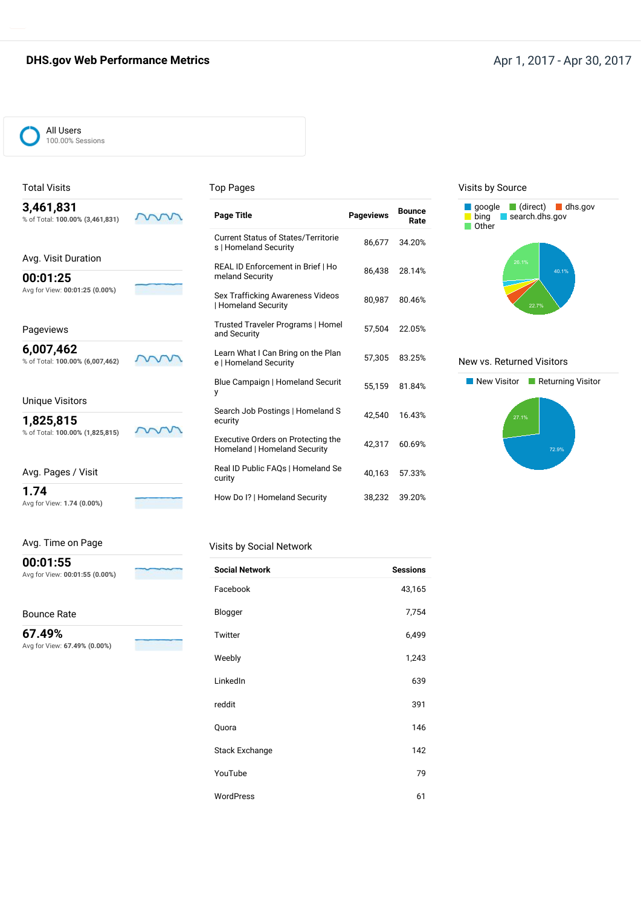# DHS.gov Web Performance Metrics

Apr 1, 2017 - Apr 30, 2017

All Users
100.00% Sessions

## Total Visits

**3,461,831**
% of Total: **100.00% (3,461,831)**

## Avg. Visit Duration

**00:01:25**
Avg for View: **00:01:25 (0.00%)**

## Pageviews

**6,007,462**
% of Total: **100.00% (6,007,462)**

## Unique Visitors

**1,825,815**
% of Total: **100.00% (1,825,815)**

## Avg. Pages / Visit

**1.74**
Avg for View: **1.74 (0.00%)**

## Avg. Time on Page

**00:01:55**
Avg for View: **00:01:55 (0.00%)**

## Bounce Rate

**67.49%**
Avg for View: **67.49% (0.00%)**

## Top Pages

| Page Title | Pageviews | Bounce Rate |
|---|---|---|
| Current Status of States/Territories \| Homeland Security | 86,677 | 34.20% |
| REAL ID Enforcement in Brief \| Homeland Security | 86,438 | 28.14% |
| Sex Trafficking Awareness Videos \| Homeland Security | 80,987 | 80.46% |
| Trusted Traveler Programs \| Homeland Security | 57,504 | 22.05% |
| Learn What I Can Bring on the Plane \| Homeland Security | 57,305 | 83.25% |
| Blue Campaign \| Homeland Security | 55,159 | 81.84% |
| Search Job Postings \| Homeland Security | 42,540 | 16.43% |
| Executive Orders on Protecting the Homeland \| Homeland Security | 42,317 | 60.69% |
| Real ID Public FAQs \| Homeland Security | 40,163 | 57.33% |
| How Do I? \| Homeland Security | 38,232 | 39.20% |

## Visits by Social Network

| Social Network | Sessions |
|---|---|
| Facebook | 43,165 |
| Blogger | 7,754 |
| Twitter | 6,499 |
| Weebly | 1,243 |
| LinkedIn | 639 |
| reddit | 391 |
| Quora | 146 |
| Stack Exchange | 142 |
| YouTube | 79 |
| WordPress | 61 |

## Visits by Source

google, (direct), dhs.gov, bing, search.dhs.gov, Other

40.1%, 22.7%, 26.1%

## New vs. Returned Visitors

New Visitor, Returning Visitor

72.9%, 27.1%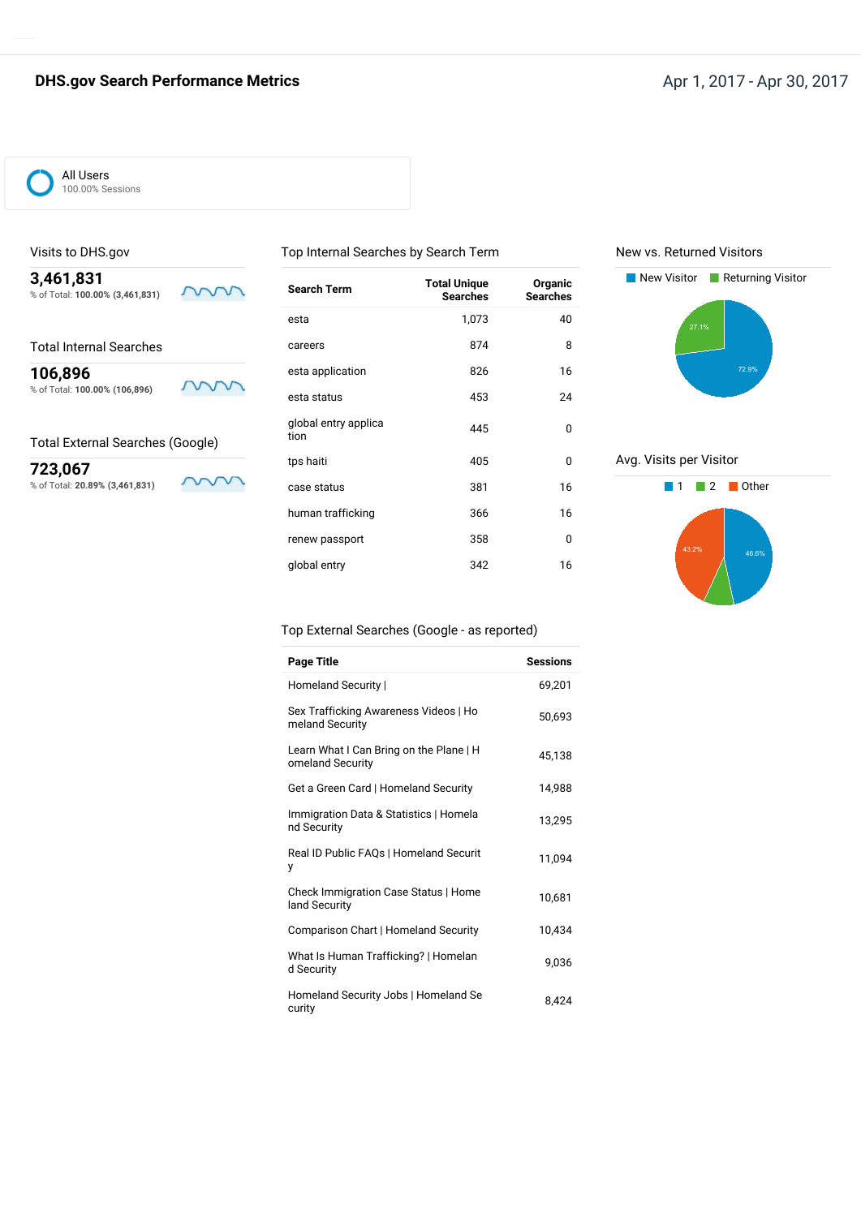# DHS.gov Search Performance Metrics

Apr 1, 2017 - Apr 30, 2017

All Users
100.00% Sessions

## Visits to DHS.gov

**3,461,831**
% of Total: **100.00% (3,461,831)**

## Total Internal Searches

**106,896**
% of Total: **100.00% (106,896)**

## Total External Searches (Google)

**723,067**
% of Total: **20.89% (3,461,831)**

## Top Internal Searches by Search Term

| Search Term | Total Unique Searches | Organic Searches |
|---|---|---|
| esta | 1,073 | 40 |
| careers | 874 | 8 |
| esta application | 826 | 16 |
| esta status | 453 | 24 |
| global entry application | 445 | 0 |
| tps haiti | 405 | 0 |
| case status | 381 | 16 |
| human trafficking | 366 | 16 |
| renew passport | 358 | 0 |
| global entry | 342 | 16 |

## Top External Searches (Google - as reported)

| Page Title | Sessions |
|---|---|
| Homeland Security \| | 69,201 |
| Sex Trafficking Awareness Videos \| Homeland Security | 50,693 |
| Learn What I Can Bring on the Plane \| Homeland Security | 45,138 |
| Get a Green Card \| Homeland Security | 14,988 |
| Immigration Data & Statistics \| Homeland Security | 13,295 |
| Real ID Public FAQs \| Homeland Security | 11,094 |
| Check Immigration Case Status \| Homeland Security | 10,681 |
| Comparison Chart \| Homeland Security | 10,434 |
| What Is Human Trafficking? \| Homeland Security | 9,036 |
| Homeland Security Jobs \| Homeland Security | 8,424 |

## New vs. Returned Visitors

New Visitor: 72.9%
Returning Visitor: 27.1%

## Avg. Visits per Visitor

1: 46.6%
2
Other: 43.2%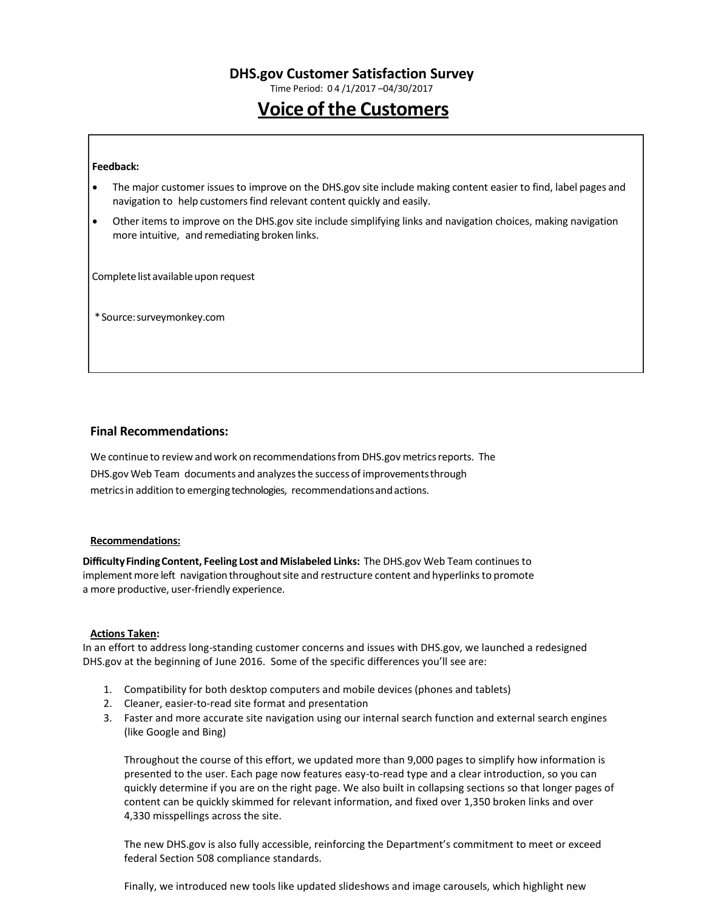## DHS.gov Customer Satisfaction Survey

Time Period: 0 4 /1/2017 –04/30/2017

# Voice of the Customers

**Feedback:**

- The major customer issues to improve on the DHS.gov site include making content easier to find, label pages and navigation to help customers find relevant content quickly and easily.
- Other items to improve on the DHS.gov site include simplifying links and navigation choices, making navigation more intuitive, and remediating broken links.

Complete list available upon request

*Source: surveymonkey.com

### Final Recommendations:

We continue to review and work on recommendations from DHS.gov metrics reports. The DHS.gov Web Team documents and analyzes the success of improvements through metrics in addition to emerging technologies, recommendations and actions.

**Recommendations:**

**Difficulty Finding Content, Feeling Lost and Mislabeled Links:** The DHS.gov Web Team continues to implement more left navigation throughout site and restructure content and hyperlinks to promote a more productive, user-friendly experience.

**Actions Taken:**

In an effort to address long-standing customer concerns and issues with DHS.gov, we launched a redesigned DHS.gov at the beginning of June 2016. Some of the specific differences you'll see are:

1. Compatibility for both desktop computers and mobile devices (phones and tablets)
2. Cleaner, easier-to-read site format and presentation
3. Faster and more accurate site navigation using our internal search function and external search engines (like Google and Bing)

   Throughout the course of this effort, we updated more than 9,000 pages to simplify how information is presented to the user. Each page now features easy-to-read type and a clear introduction, so you can quickly determine if you are on the right page. We also built in collapsing sections so that longer pages of content can be quickly skimmed for relevant information, and fixed over 1,350 broken links and over 4,330 misspellings across the site.

   The new DHS.gov is also fully accessible, reinforcing the Department's commitment to meet or exceed federal Section 508 compliance standards.

   Finally, we introduced new tools like updated slideshows and image carousels, which highlight new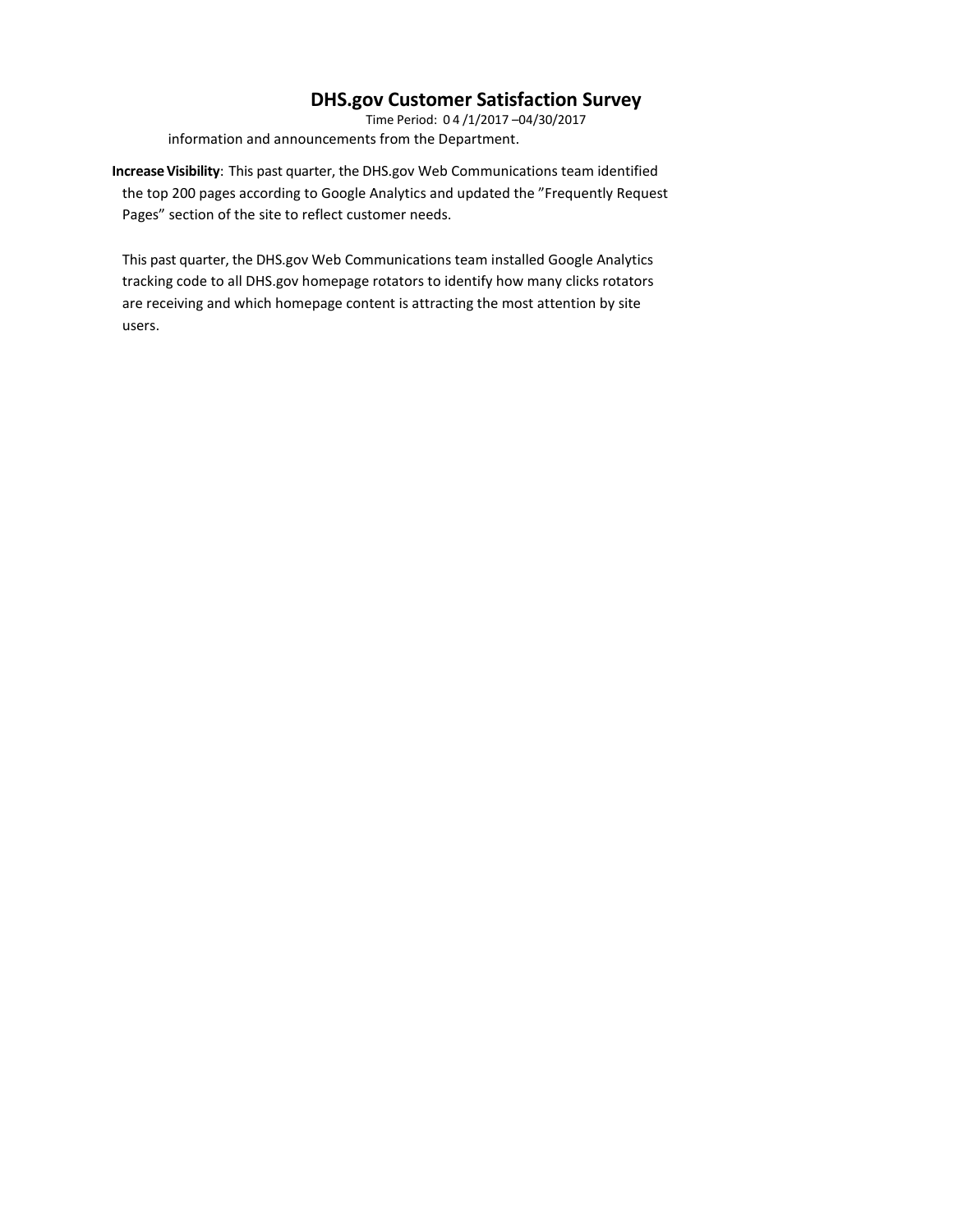information and announcements from the Department.

**Increase Visibility**: This past quarter, the DHS.gov Web Communications team identified the top 200 pages according to Google Analytics and updated the "Frequently Request Pages" section of the site to reflect customer needs.

This past quarter, the DHS.gov Web Communications team installed Google Analytics tracking code to all DHS.gov homepage rotators to identify how many clicks rotators are receiving and which homepage content is attracting the most attention by site users.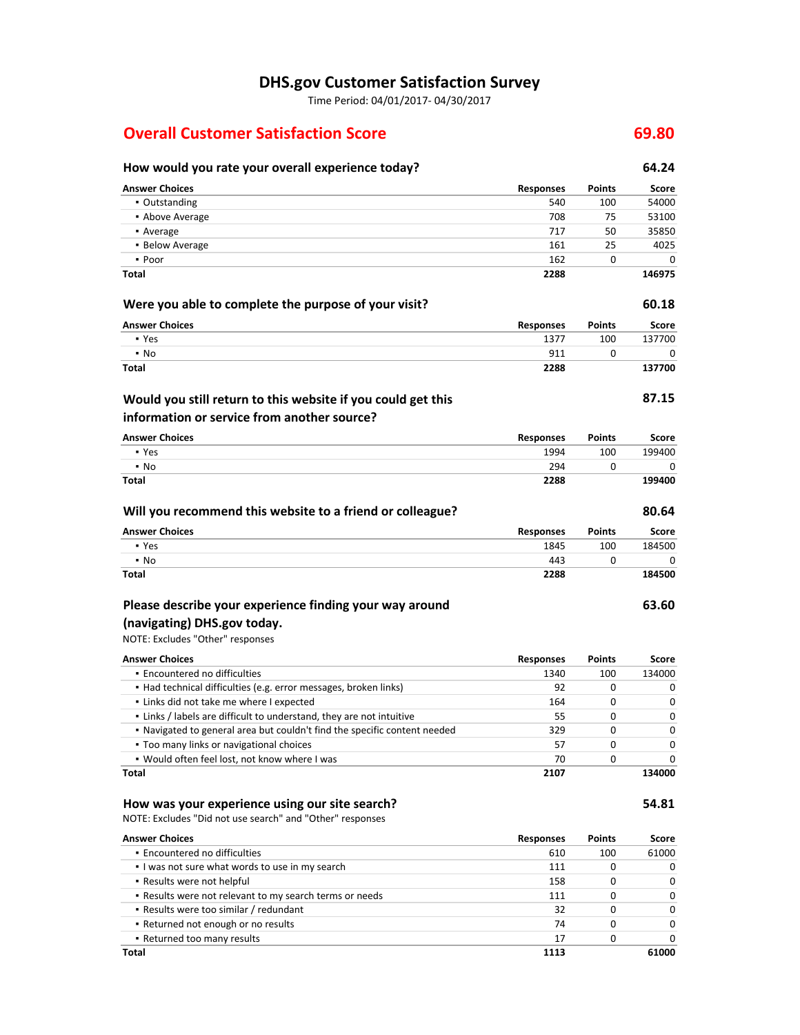# DHS.gov Customer Satisfaction Survey

Time Period: 04/01/2017- 04/30/2017

## Overall Customer Satisfaction Score 69.80

### How would you rate your overall experience today? 64.24

| Answer Choices | Responses | Points | Score |
|---|---|---|---|
| ▪ Outstanding | 540 | 100 | 54000 |
| ▪ Above Average | 708 | 75 | 53100 |
| ▪ Average | 717 | 50 | 35850 |
| ▪ Below Average | 161 | 25 | 4025 |
| ▪ Poor | 162 | 0 | 0 |
| **Total** | **2288** | | **146975** |

### Were you able to complete the purpose of your visit? 60.18

| Answer Choices | Responses | Points | Score |
|---|---|---|---|
| ▪ Yes | 1377 | 100 | 137700 |
| ▪ No | 911 | 0 | 0 |
| **Total** | **2288** | | **137700** |

### Would you still return to this website if you could get this information or service from another source? 87.15

| Answer Choices | Responses | Points | Score |
|---|---|---|---|
| ▪ Yes | 1994 | 100 | 199400 |
| ▪ No | 294 | 0 | 0 |
| **Total** | **2288** | | **199400** |

### Will you recommend this website to a friend or colleague? 80.64

| Answer Choices | Responses | Points | Score |
|---|---|---|---|
| ▪ Yes | 1845 | 100 | 184500 |
| ▪ No | 443 | 0 | 0 |
| **Total** | **2288** | | **184500** |

### Please describe your experience finding your way around (navigating) DHS.gov today. 63.60

NOTE: Excludes "Other" responses

| Answer Choices | Responses | Points | Score |
|---|---|---|---|
| ▪ Encountered no difficulties | 1340 | 100 | 134000 |
| ▪ Had technical difficulties (e.g. error messages, broken links) | 92 | 0 | 0 |
| ▪ Links did not take me where I expected | 164 | 0 | 0 |
| ▪ Links / labels are difficult to understand, they are not intuitive | 55 | 0 | 0 |
| ▪ Navigated to general area but couldn't find the specific content needed | 329 | 0 | 0 |
| ▪ Too many links or navigational choices | 57 | 0 | 0 |
| ▪ Would often feel lost, not know where I was | 70 | 0 | 0 |
| **Total** | **2107** | | **134000** |

### How was your experience using our site search? 54.81

NOTE: Excludes "Did not use search" and "Other" responses

| Answer Choices | Responses | Points | Score |
|---|---|---|---|
| ▪ Encountered no difficulties | 610 | 100 | 61000 |
| ▪ I was not sure what words to use in my search | 111 | 0 | 0 |
| ▪ Results were not helpful | 158 | 0 | 0 |
| ▪ Results were not relevant to my search terms or needs | 111 | 0 | 0 |
| ▪ Results were too similar / redundant | 32 | 0 | 0 |
| ▪ Returned not enough or no results | 74 | 0 | 0 |
| ▪ Returned too many results | 17 | 0 | 0 |
| **Total** | **1113** | | **61000** |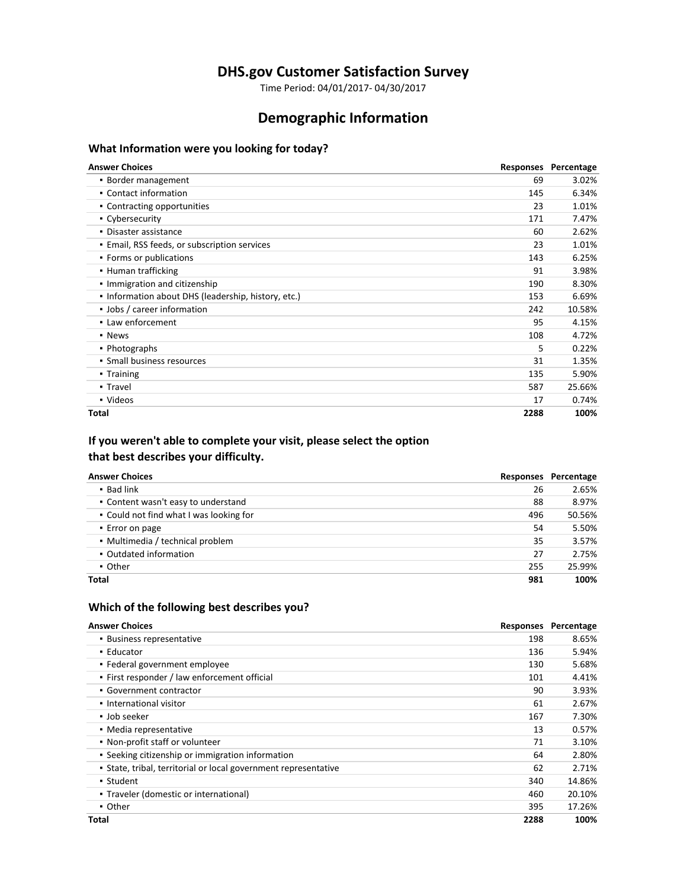# DHS.gov Customer Satisfaction Survey

Time Period: 04/01/2017- 04/30/2017

## Demographic Information

### What Information were you looking for today?

| Answer Choices | Responses | Percentage |
|---|---|---|
| ▪ Border management | 69 | 3.02% |
| ▪ Contact information | 145 | 6.34% |
| ▪ Contracting opportunities | 23 | 1.01% |
| ▪ Cybersecurity | 171 | 7.47% |
| ▪ Disaster assistance | 60 | 2.62% |
| ▪ Email, RSS feeds, or subscription services | 23 | 1.01% |
| ▪ Forms or publications | 143 | 6.25% |
| ▪ Human trafficking | 91 | 3.98% |
| ▪ Immigration and citizenship | 190 | 8.30% |
| ▪ Information about DHS (leadership, history, etc.) | 153 | 6.69% |
| ▪ Jobs / career information | 242 | 10.58% |
| ▪ Law enforcement | 95 | 4.15% |
| ▪ News | 108 | 4.72% |
| ▪ Photographs | 5 | 0.22% |
| ▪ Small business resources | 31 | 1.35% |
| ▪ Training | 135 | 5.90% |
| ▪ Travel | 587 | 25.66% |
| ▪ Videos | 17 | 0.74% |
| **Total** | **2288** | **100%** |

### If you weren't able to complete your visit, please select the option that best describes your difficulty.

| Answer Choices | Responses | Percentage |
|---|---|---|
| ▪ Bad link | 26 | 2.65% |
| ▪ Content wasn't easy to understand | 88 | 8.97% |
| ▪ Could not find what I was looking for | 496 | 50.56% |
| ▪ Error on page | 54 | 5.50% |
| ▪ Multimedia / technical problem | 35 | 3.57% |
| ▪ Outdated information | 27 | 2.75% |
| ▪ Other | 255 | 25.99% |
| **Total** | **981** | **100%** |

### Which of the following best describes you?

| Answer Choices | Responses | Percentage |
|---|---|---|
| ▪ Business representative | 198 | 8.65% |
| ▪ Educator | 136 | 5.94% |
| ▪ Federal government employee | 130 | 5.68% |
| ▪ First responder / law enforcement official | 101 | 4.41% |
| ▪ Government contractor | 90 | 3.93% |
| ▪ International visitor | 61 | 2.67% |
| ▪ Job seeker | 167 | 7.30% |
| ▪ Media representative | 13 | 0.57% |
| ▪ Non-profit staff or volunteer | 71 | 3.10% |
| ▪ Seeking citizenship or immigration information | 64 | 2.80% |
| ▪ State, tribal, territorial or local government representative | 62 | 2.71% |
| ▪ Student | 340 | 14.86% |
| ▪ Traveler (domestic or international) | 460 | 20.10% |
| ▪ Other | 395 | 17.26% |
| **Total** | **2288** | **100%** |